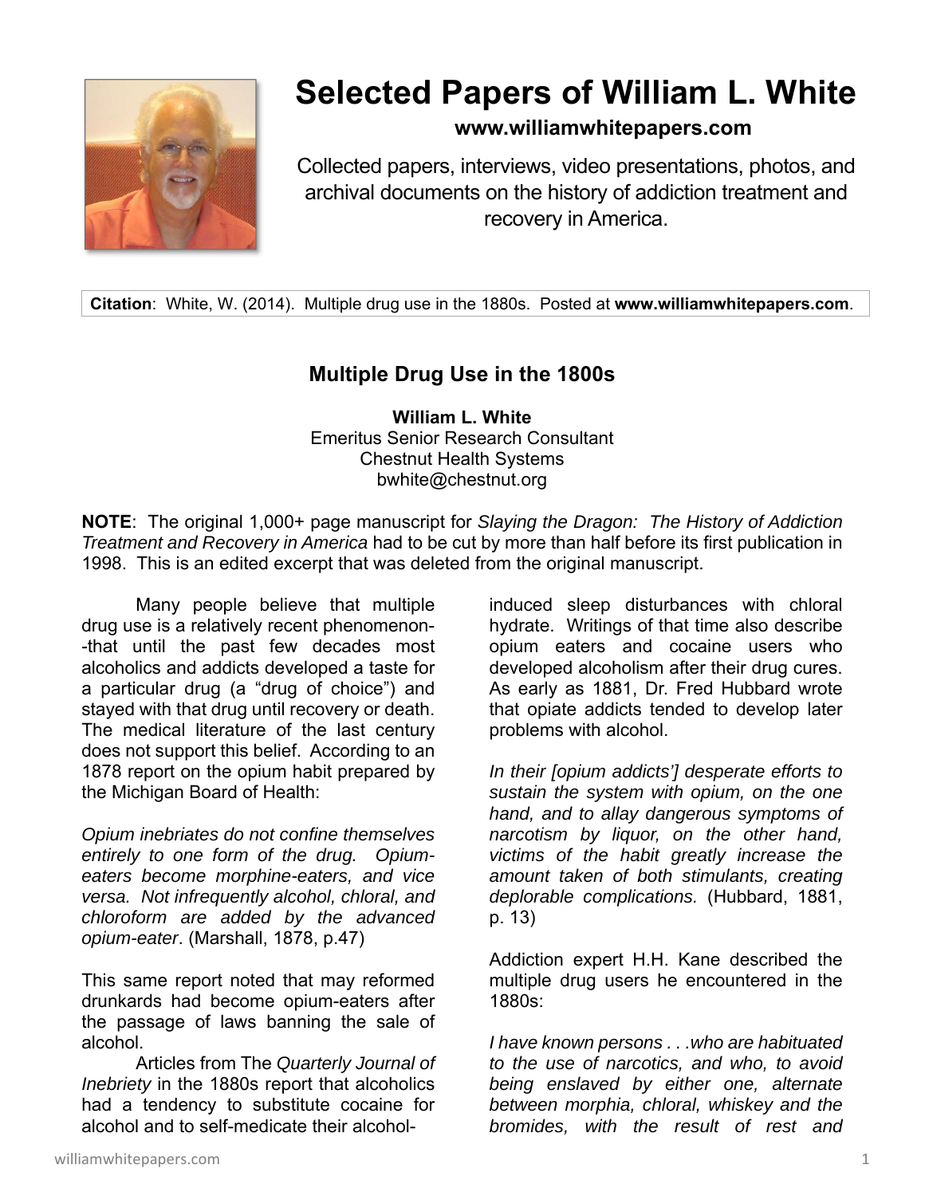# Selected Papers of William L. White

**www.williamwhitepapers.com**

Collected papers, interviews, video presentations, photos, and archival documents on the history of addiction treatment and recovery in America.

**Citation**: White, W. (2014). Multiple drug use in the 1880s. Posted at **www.williamwhitepapers.com**.

## Multiple Drug Use in the 1800s

**William L. White**
Emeritus Senior Research Consultant
Chestnut Health Systems
bwhite@chestnut.org

**NOTE**: The original 1,000+ page manuscript for *Slaying the Dragon: The History of Addiction Treatment and Recovery in America* had to be cut by more than half before its first publication in 1998. This is an edited excerpt that was deleted from the original manuscript.

Many people believe that multiple drug use is a relatively recent phenomenon--that until the past few decades most alcoholics and addicts developed a taste for a particular drug (a "drug of choice") and stayed with that drug until recovery or death. The medical literature of the last century does not support this belief. According to an 1878 report on the opium habit prepared by the Michigan Board of Health:

*Opium inebriates do not confine themselves entirely to one form of the drug. Opium-eaters become morphine-eaters, and vice versa. Not infrequently alcohol, chloral, and chloroform are added by the advanced opium-eater*. (Marshall, 1878, p.47)

This same report noted that may reformed drunkards had become opium-eaters after the passage of laws banning the sale of alcohol.

Articles from The *Quarterly Journal of Inebriety* in the 1880s report that alcoholics had a tendency to substitute cocaine for alcohol and to self-medicate their alcohol-induced sleep disturbances with chloral hydrate. Writings of that time also describe opium eaters and cocaine users who developed alcoholism after their drug cures. As early as 1881, Dr. Fred Hubbard wrote that opiate addicts tended to develop later problems with alcohol.

*In their [opium addicts'] desperate efforts to sustain the system with opium, on the one hand, and to allay dangerous symptoms of narcotism by liquor, on the other hand, victims of the habit greatly increase the amount taken of both stimulants, creating deplorable complications.* (Hubbard, 1881, p. 13)

Addiction expert H.H. Kane described the multiple drug users he encountered in the 1880s:

*I have known persons . . .who are habituated to the use of narcotics, and who, to avoid being enslaved by either one, alternate between morphia, chloral, whiskey and the bromides, with the result of rest and*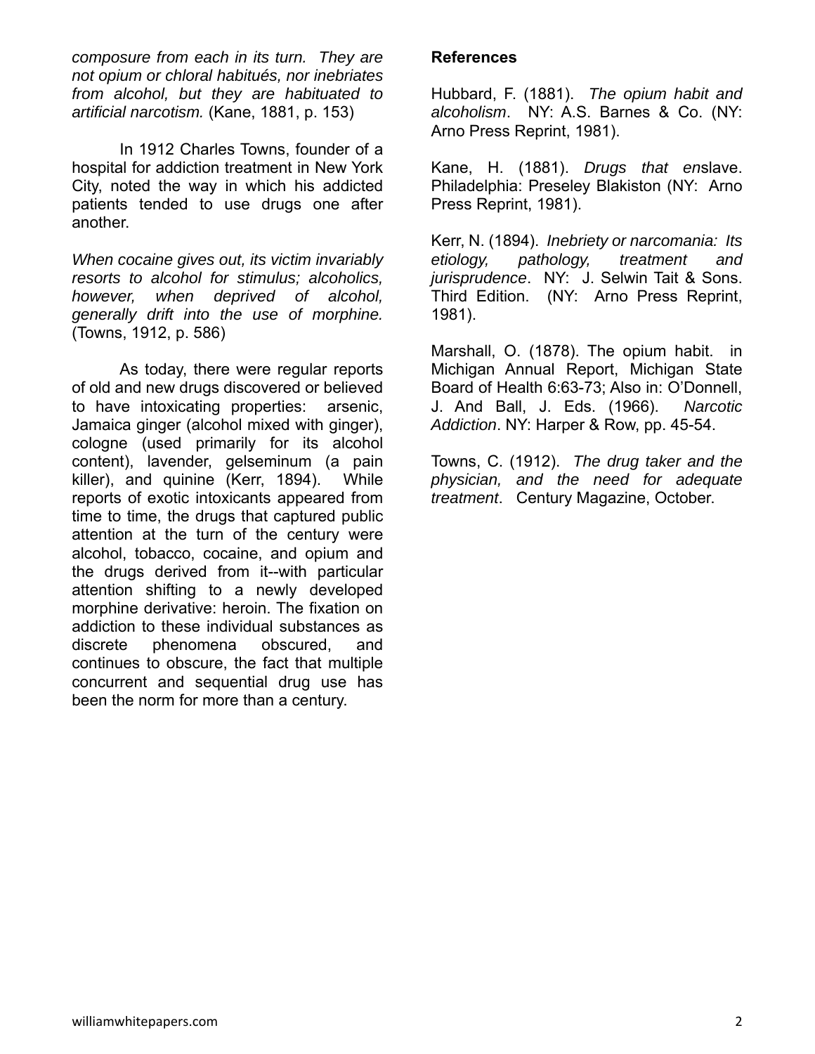*composure from each in its turn. They are not opium or chloral habitués, nor inebriates from alcohol, but they are habituated to artificial narcotism.* (Kane, 1881, p. 153)

In 1912 Charles Towns, founder of a hospital for addiction treatment in New York City, noted the way in which his addicted patients tended to use drugs one after another.

*When cocaine gives out, its victim invariably resorts to alcohol for stimulus; alcoholics, however, when deprived of alcohol, generally drift into the use of morphine.* (Towns, 1912, p. 586)

As today, there were regular reports of old and new drugs discovered or believed to have intoxicating properties: arsenic, Jamaica ginger (alcohol mixed with ginger), cologne (used primarily for its alcohol content), lavender, gelseminum (a pain killer), and quinine (Kerr, 1894). While reports of exotic intoxicants appeared from time to time, the drugs that captured public attention at the turn of the century were alcohol, tobacco, cocaine, and opium and the drugs derived from it--with particular attention shifting to a newly developed morphine derivative: heroin. The fixation on addiction to these individual substances as discrete phenomena obscured, and continues to obscure, the fact that multiple concurrent and sequential drug use has been the norm for more than a century.

**References**

Hubbard, F. (1881). *The opium habit and alcoholism*. NY: A.S. Barnes & Co. (NY: Arno Press Reprint, 1981).

Kane, H. (1881). *Drugs that en*slave. Philadelphia: Preseley Blakiston (NY: Arno Press Reprint, 1981).

Kerr, N. (1894). *Inebriety or narcomania: Its etiology, pathology, treatment and jurisprudence*. NY: J. Selwin Tait & Sons. Third Edition. (NY: Arno Press Reprint, 1981).

Marshall, O. (1878). The opium habit. in Michigan Annual Report, Michigan State Board of Health 6:63-73; Also in: O'Donnell, J. And Ball, J. Eds. (1966). *Narcotic Addiction*. NY: Harper & Row, pp. 45-54.

Towns, C. (1912). *The drug taker and the physician, and the need for adequate treatment*. Century Magazine, October.